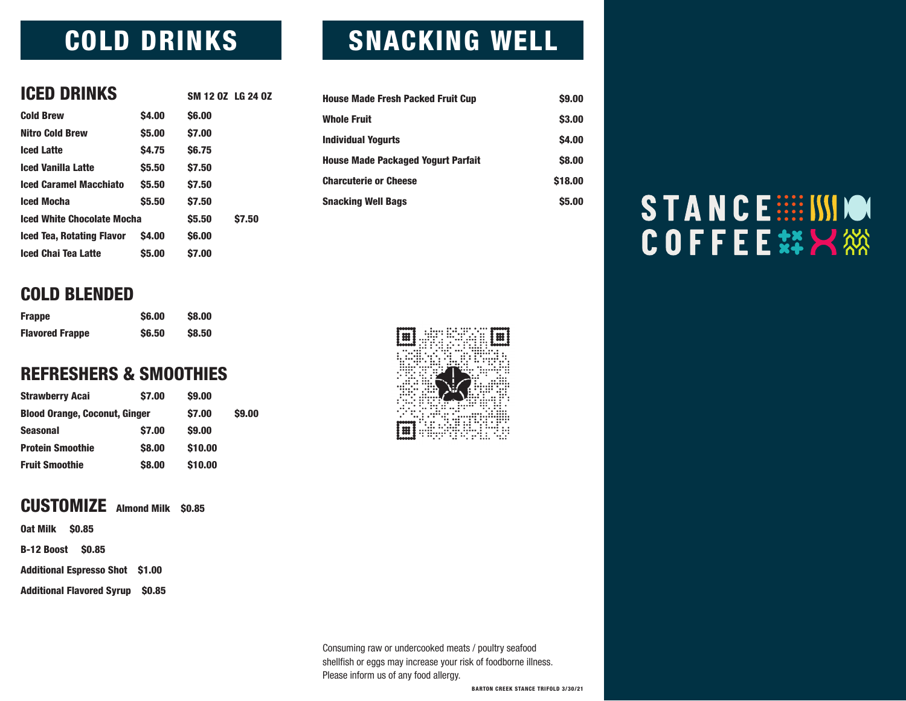# COLD DRINKS

## ICED DRINKS

| | SM 12 OZ | LG 24 OZ |
|---|---|---|
| Cold Brew | $4.00 | $6.00 |
| Nitro Cold Brew | $5.00 | $7.00 |
| Iced Latte | $4.75 | $6.75 |
| Iced Vanilla Latte | $5.50 | $7.50 |
| Iced Caramel Macchiato | $5.50 | $7.50 |
| Iced Mocha | $5.50 | $7.50 |
| Iced White Chocolate Mocha | $5.50 | $7.50 |
| Iced Tea, Rotating Flavor | $4.00 | $6.00 |
| Iced Chai Tea Latte | $5.00 | $7.00 |

## COLD BLENDED

| | | |
|---|---|---|
| Frappe | $6.00 | $8.00 |
| Flavored Frappe | $6.50 | $8.50 |

## REFRESHERS & SMOOTHIES

| | | |
|---|---|---|
| Strawberry Acai | $7.00 | $9.00 |
| Blood Orange, Coconut, Ginger | $7.00 | $9.00 |
| Seasonal | $7.00 | $9.00 |
| Protein Smoothie | $8.00 | $10.00 |
| Fruit Smoothie | $8.00 | $10.00 |

## CUSTOMIZE

**Almond Milk** $0.85

**Oat Milk** $0.85

**B-12 Boost** $0.85

**Additional Espresso Shot** $1.00

**Additional Flavored Syrup** $0.85

# SNACKING WELL

| | |
|---|---|
| House Made Fresh Packed Fruit Cup | $9.00 |
| Whole Fruit | $3.00 |
| Individual Yogurts | $4.00 |
| House Made Packaged Yogurt Parfait | $8.00 |
| Charcuterie or Cheese | $18.00 |
| Snacking Well Bags | $5.00 |

Consuming raw or undercooked meats / poultry seafood shellfish or eggs may increase your risk of foodborne illness. Please inform us of any food allergy.

BARTON CREEK STANCE TRIFOLD 3/30/21

STANCE COFFEE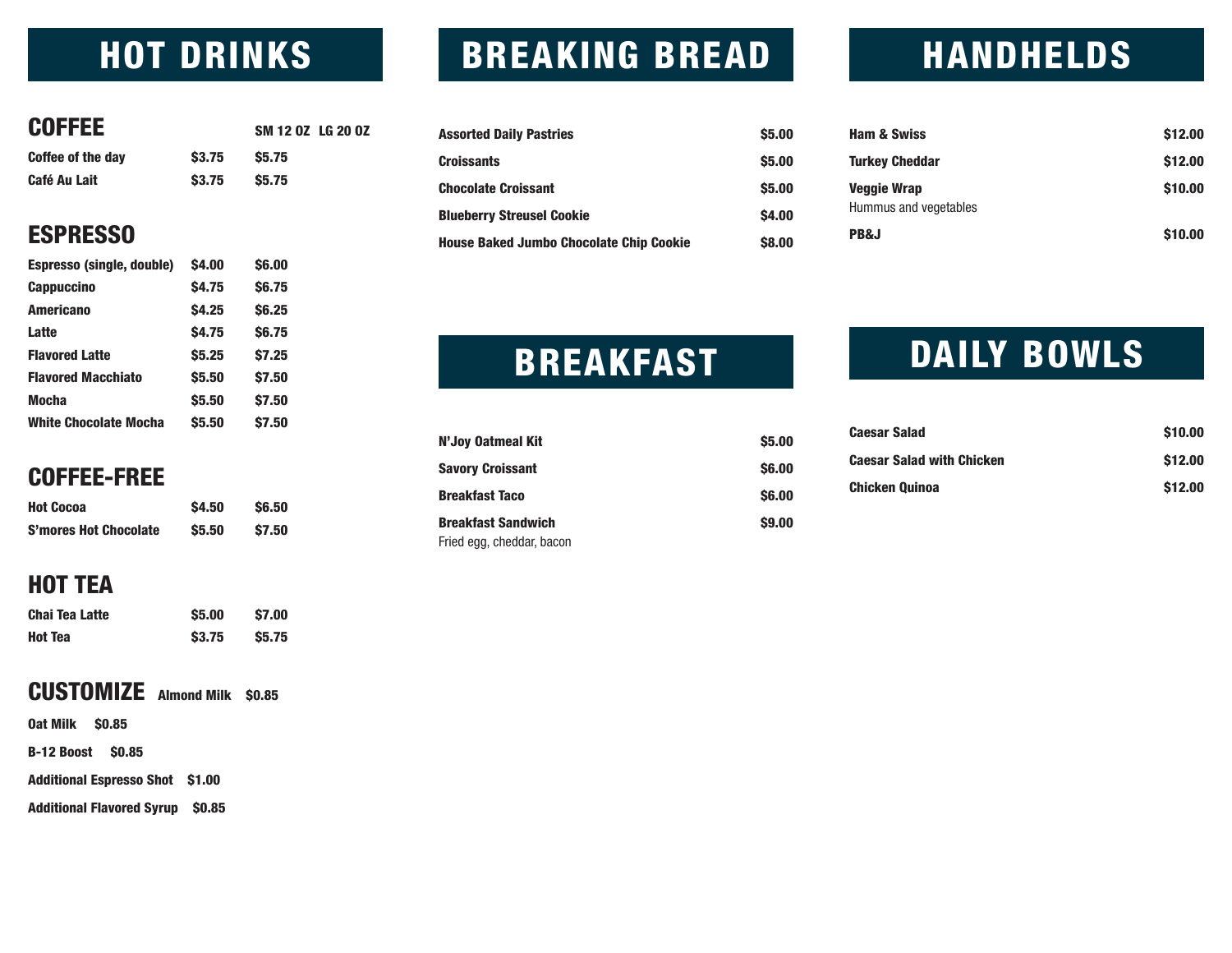# HOT DRINKS

## COFFEE

| | SM 12 OZ | LG 20 OZ |
|---|---|---|
| **Coffee of the day** | $3.75 | $5.75 |
| **Café Au Lait** | $3.75 | $5.75 |

## ESPRESSO

| | | |
|---|---|---|
| **Espresso (single, double)** | $4.00 | $6.00 |
| **Cappuccino** | $4.75 | $6.75 |
| **Americano** | $4.25 | $6.25 |
| **Latte** | $4.75 | $6.75 |
| **Flavored Latte** | $5.25 | $7.25 |
| **Flavored Macchiato** | $5.50 | $7.50 |
| **Mocha** | $5.50 | $7.50 |
| **White Chocolate Mocha** | $5.50 | $7.50 |

## COFFEE-FREE

| | | |
|---|---|---|
| **Hot Cocoa** | $4.50 | $6.50 |
| **S'mores Hot Chocolate** | $5.50 | $7.50 |

## HOT TEA

| | | |
|---|---|---|
| **Chai Tea Latte** | $5.00 | $7.00 |
| **Hot Tea** | $3.75 | $5.75 |

## CUSTOMIZE

**Almond Milk** $0.85

**Oat Milk** $0.85

**B-12 Boost** $0.85

**Additional Espresso Shot** $1.00

**Additional Flavored Syrup** $0.85

# BREAKING BREAD

| | |
|---|---|
| **Assorted Daily Pastries** | $5.00 |
| **Croissants** | $5.00 |
| **Chocolate Croissant** | $5.00 |
| **Blueberry Streusel Cookie** | $4.00 |
| **House Baked Jumbo Chocolate Chip Cookie** | $8.00 |

# BREAKFAST

| | |
|---|---|
| **N'Joy Oatmeal Kit** | $5.00 |
| **Savory Croissant** | $6.00 |
| **Breakfast Taco** | $6.00 |
| **Breakfast Sandwich**<br>Fried egg, cheddar, bacon | $9.00 |

# HANDHELDS

| | |
|---|---|
| **Ham & Swiss** | $12.00 |
| **Turkey Cheddar** | $12.00 |
| **Veggie Wrap**<br>Hummus and vegetables | $10.00 |
| **PB&J** | $10.00 |

# DAILY BOWLS

| | |
|---|---|
| **Caesar Salad** | $10.00 |
| **Caesar Salad with Chicken** | $12.00 |
| **Chicken Quinoa** | $12.00 |